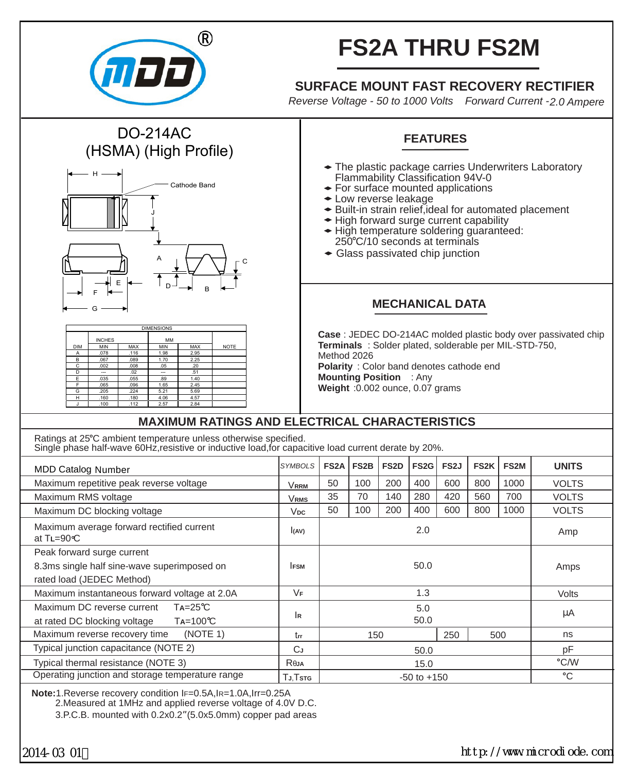# FS2A THRU FS2M

## SURFACE MOUNT FAST RECOVERY RECTIFIER

*Reverse Voltage - 50 to 1000 Volts  Forward Current -2.0 Ampere*

### DO-214AC (HSMA) (High Profile)

Cathode Band

| DIM | INCHES MIN | INCHES MAX | MM MIN | MM MAX | NOTE |
|---|---|---|---|---|---|
| A | .078 | .116 | 1.98 | 2.95 | |
| B | .067 | .089 | 1.70 | 2.25 | |
| C | .002 | .008 | .05 | .20 | |
| D | --- | .02 | --- | .51 | |
| E | .035 | .055 | .89 | 1.40 | |
| F | .065 | .096 | 1.65 | 2.45 | |
| G | .205 | .224 | 5.21 | 5.69 | |
| H | .160 | .180 | 4.06 | 4.57 | |
| J | .100 | .112 | 2.57 | 2.84 | |

### FEATURES

- The plastic package carries Underwriters Laboratory Flammability Classification 94V-0
- For surface mounted applications
- Low reverse leakage
- Built-in strain relief,ideal for automated placement
- High forward surge current capability
- High temperature soldering guaranteed: 250℃/10 seconds at terminals
- Glass passivated chip junction

### MECHANICAL DATA

**Case** : JEDEC DO-214AC molded plastic body over passivated chip
**Terminals** : Solder plated, solderable per MIL-STD-750, Method 2026
**Polarity** : Color band denotes cathode end
**Mounting Position** : Any
**Weight** :0.002 ounce, 0.07 grams

## MAXIMUM RATINGS AND ELECTRICAL CHARACTERISTICS

Ratings at 25℃ ambient temperature unless otherwise specified.
Single phase half-wave 60Hz,resistive or inductive load,for capacitive load current derate by 20%.

| MDD Catalog Number | SYMBOLS | FS2A | FS2B | FS2D | FS2G | FS2J | FS2K | FS2M | UNITS |
|---|---|---|---|---|---|---|---|---|---|
| Maximum repetitive peak reverse voltage | $V_{RRM}$ | 50 | 100 | 200 | 400 | 600 | 800 | 1000 | VOLTS |
| Maximum RMS voltage | $V_{RMS}$ | 35 | 70 | 140 | 280 | 420 | 560 | 700 | VOLTS |
| Maximum DC blocking voltage | $V_{DC}$ | 50 | 100 | 200 | 400 | 600 | 800 | 1000 | VOLTS |
| Maximum average forward rectified current at $T_L$=90℃ | $I_{(AV)}$ | 2.0 | | | | | | | Amp |
| Peak forward surge current 8.3ms single half sine-wave superimposed on rated load (JEDEC Method) | $I_{FSM}$ | 50.0 | | | | | | | Amps |
| Maximum instantaneous forward voltage at 2.0A | $V_F$ | 1.3 | | | | | | | Volts |
| Maximum DC reverse current at rated DC blocking voltage $T_A$=25℃ / $T_A$=100℃ | $I_R$ | 5.0 / 50.0 | | | | | | | μA |
| Maximum reverse recovery time (NOTE 1) | $t_{rr}$ | 150 | | | | 250 | 500 | | ns |
| Typical junction capacitance (NOTE 2) | $C_J$ | 50.0 | | | | | | | pF |
| Typical thermal resistance (NOTE 3) | $R_{\theta JA}$ | 15.0 | | | | | | | °C/W |
| Operating junction and storage temperature range | $T_J$,$T_{STG}$ | -50 to +150 | | | | | | | °C |

**Note:**1.Reverse recovery condition $I_F$=0.5A,$I_R$=1.0A,Irr=0.25A
2.Measured at 1MHz and applied reverse voltage of 4.0V D.C.
3.P.C.B. mounted with 0.2x0.2"(5.0x5.0mm) copper pad areas

2014-03 01 http://www.microdiode.com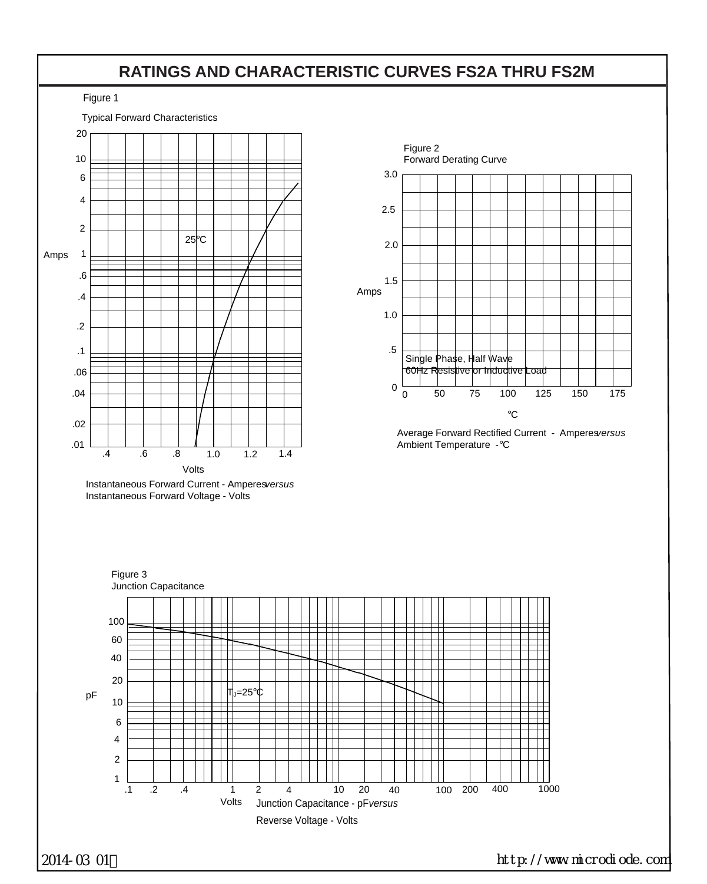# RATINGS AND CHARACTERISTIC CURVES FS2A THRU FS2M

Figure 1

Typical Forward Characteristics

Instantaneous Forward Current - Amperes *versus* Instantaneous Forward Voltage - Volts

Figure 2

Forward Derating Curve

Single Phase, Half Wave 60Hz Resistive or Inductive Load

Average Forward Rectified Current - Amperes *versus* Ambient Temperature - ℃

Figure 3

Junction Capacitance

$T_J$=25℃

Junction Capacitance - pF *versus* Reverse Voltage - Volts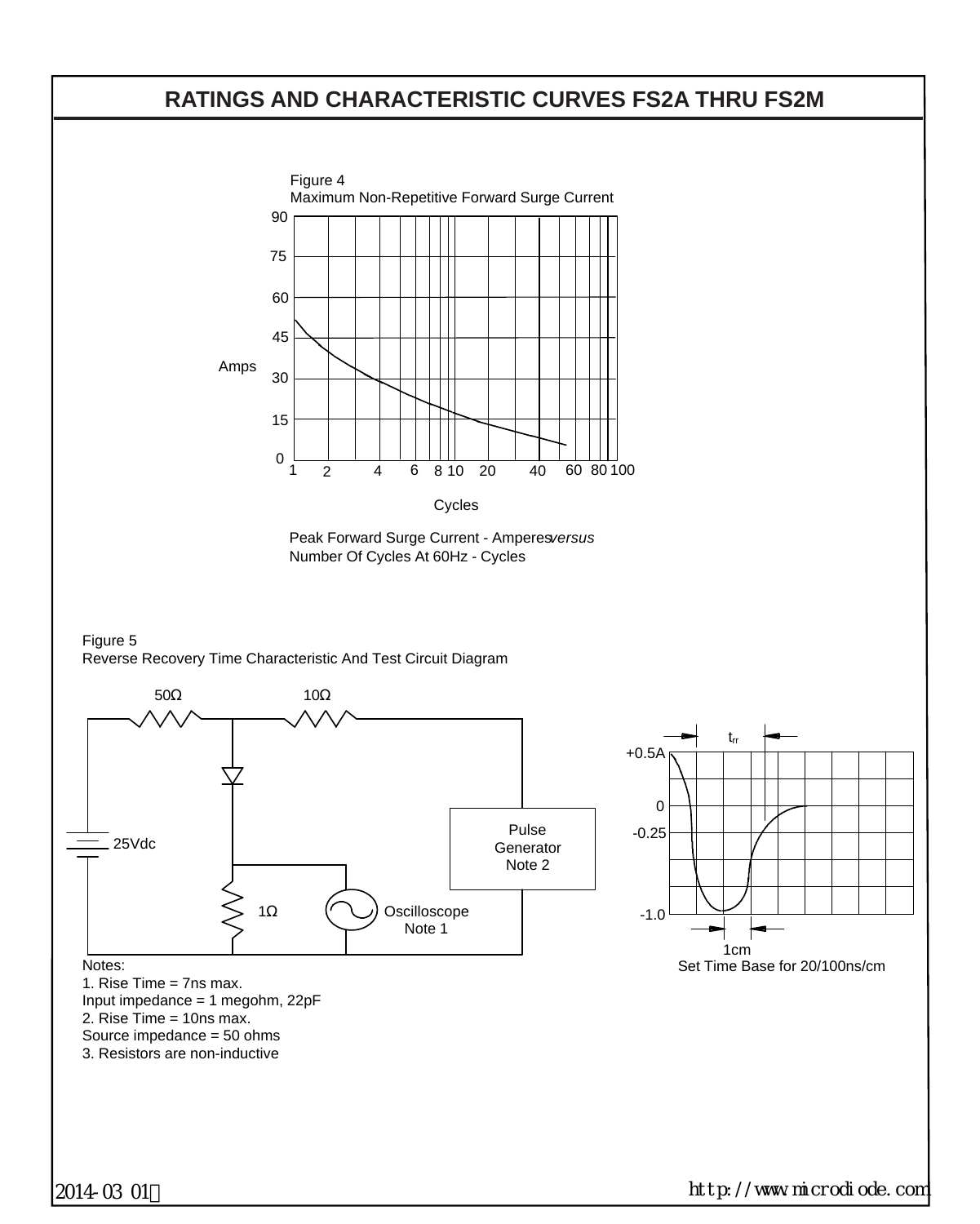## RATINGS AND CHARACTERISTIC CURVES FS2A THRU FS2M

Figure 4
Maximum Non-Repetitive Forward Surge Current

90
75
60
45
30
15
0

Amps

1 2 4 6 8 10 20 40 60 80 100

Cycles

Peak Forward Surge Current - Amperes *versus*
Number Of Cycles At 60Hz - Cycles

Figure 5
Reverse Recovery Time Characteristic And Test Circuit Diagram

50Ω
10Ω
25Vdc
1Ω
Oscilloscope
Note 1
Pulse
Generator
Note 2

$t_{rr}$
+0.5A
0
-0.25
-1.0
1cm
Set Time Base for 20/100ns/cm

Notes:
1. Rise Time = 7ns max.
Input impedance = 1 megohm, 22pF
2. Rise Time = 10ns max.
Source impedance = 50 ohms
3. Resistors are non-inductive